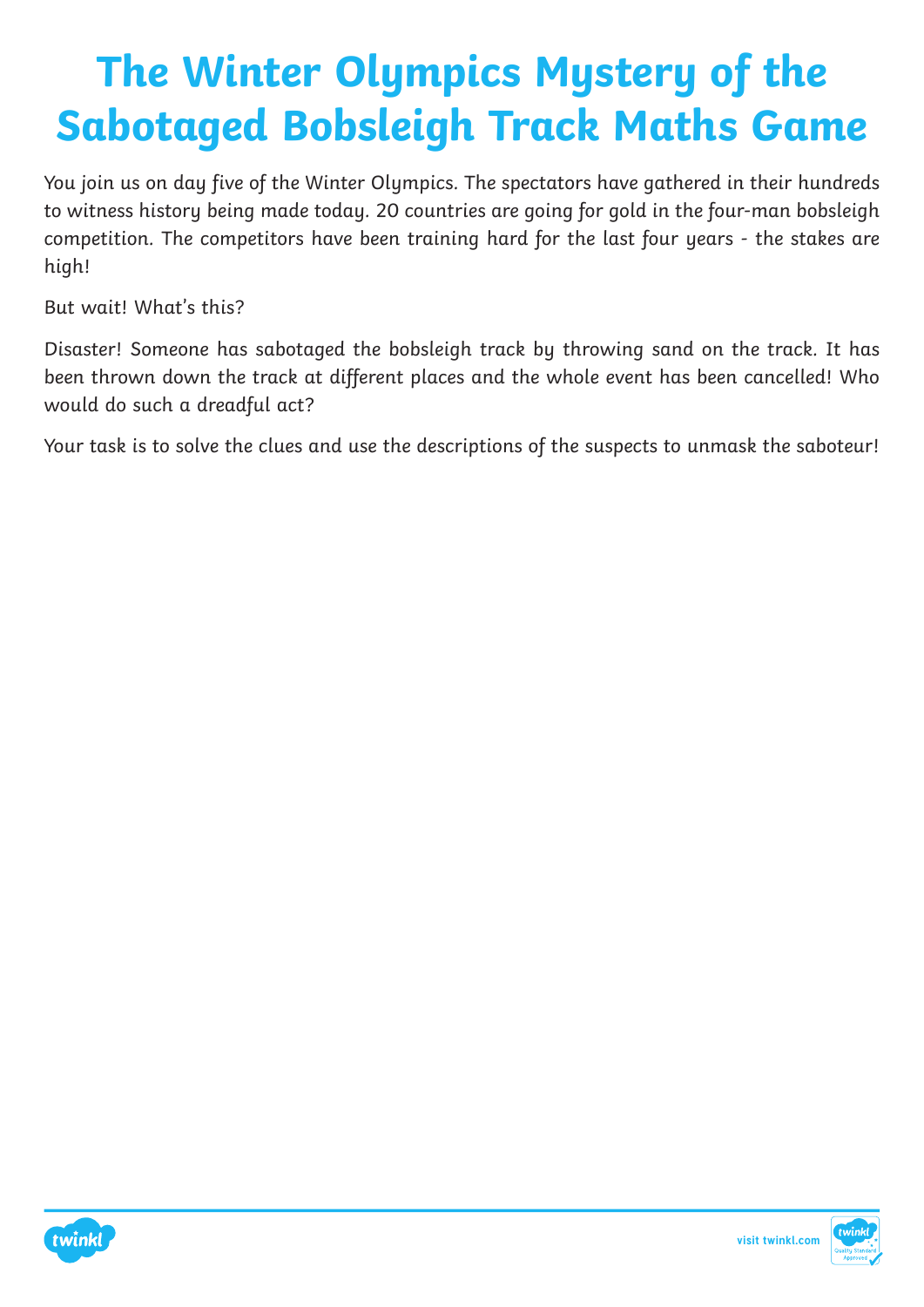# The Winter Olympics Mystery of the Sabotaged Bobsleigh Track Maths Game

You join us on day five of the Winter Olympics. The spectators have gathered in their hundreds to witness history being made today. 20 countries are going for gold in the four-man bobsleigh competition. The competitors have been training hard for the last four years - the stakes are high!

But wait! What's this?

Disaster! Someone has sabotaged the bobsleigh track by throwing sand on the track. It has been thrown down the track at different places and the whole event has been cancelled! Who would do such a dreadful act?

Your task is to solve the clues and use the descriptions of the suspects to unmask the saboteur!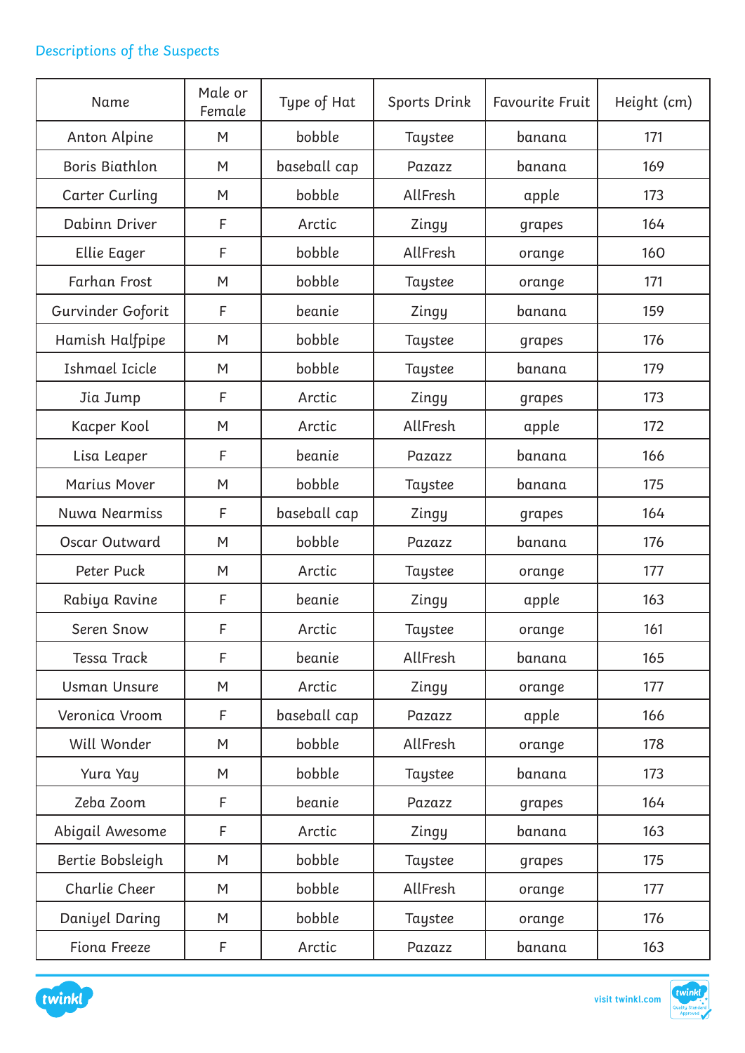Descriptions of the Suspects

| Name | Male or Female | Type of Hat | Sports Drink | Favourite Fruit | Height (cm) |
|---|---|---|---|---|---|
| Anton Alpine | M | bobble | Taystee | banana | 171 |
| Boris Biathlon | M | baseball cap | Pazazz | banana | 169 |
| Carter Curling | M | bobble | AllFresh | apple | 173 |
| Dabinn Driver | F | Arctic | Zingy | grapes | 164 |
| Ellie Eager | F | bobble | AllFresh | orange | 160 |
| Farhan Frost | M | bobble | Taystee | orange | 171 |
| Gurvinder Goforit | F | beanie | Zingy | banana | 159 |
| Hamish Halfpipe | M | bobble | Taystee | grapes | 176 |
| Ishmael Icicle | M | bobble | Taystee | banana | 179 |
| Jia Jump | F | Arctic | Zingy | grapes | 173 |
| Kacper Kool | M | Arctic | AllFresh | apple | 172 |
| Lisa Leaper | F | beanie | Pazazz | banana | 166 |
| Marius Mover | M | bobble | Taystee | banana | 175 |
| Nuwa Nearmiss | F | baseball cap | Zingy | grapes | 164 |
| Oscar Outward | M | bobble | Pazazz | banana | 176 |
| Peter Puck | M | Arctic | Taystee | orange | 177 |
| Rabiya Ravine | F | beanie | Zingy | apple | 163 |
| Seren Snow | F | Arctic | Taystee | orange | 161 |
| Tessa Track | F | beanie | AllFresh | banana | 165 |
| Usman Unsure | M | Arctic | Zingy | orange | 177 |
| Veronica Vroom | F | baseball cap | Pazazz | apple | 166 |
| Will Wonder | M | bobble | AllFresh | orange | 178 |
| Yura Yay | M | bobble | Taystee | banana | 173 |
| Zeba Zoom | F | beanie | Pazazz | grapes | 164 |
| Abigail Awesome | F | Arctic | Zingy | banana | 163 |
| Bertie Bobsleigh | M | bobble | Taystee | grapes | 175 |
| Charlie Cheer | M | bobble | AllFresh | orange | 177 |
| Daniyel Daring | M | bobble | Taystee | orange | 176 |
| Fiona Freeze | F | Arctic | Pazazz | banana | 163 |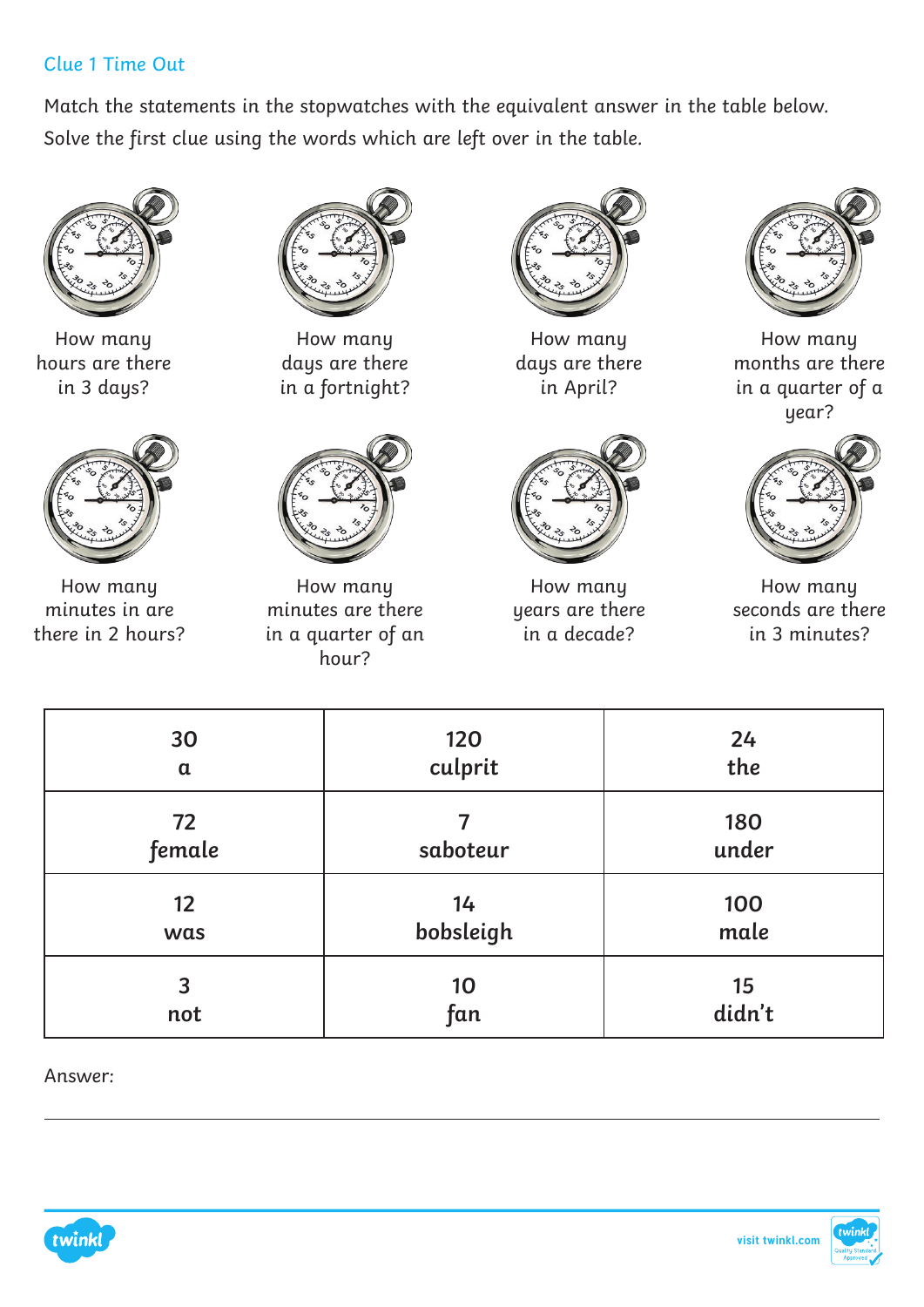## Clue 1 Time Out

Match the statements in the stopwatches with the equivalent answer in the table below. Solve the first clue using the words which are left over in the table.

How many hours are there in 3 days?

How many days are there in a fortnight?

How many days are there in April?

How many months are there in a quarter of a year?

How many minutes in are there in 2 hours?

How many minutes are there in a quarter of an hour?

How many years are there in a decade?

How many seconds are there in 3 minutes?

| | | |
|---|---|---|
| 30<br>a | 120<br>culprit | 24<br>the |
| 72<br>female | 7<br>saboteur | 180<br>under |
| 12<br>was | 14<br>bobsleigh | 100<br>male |
| 3<br>not | 10<br>fan | 15<br>didn't |

Answer:

______________________________________________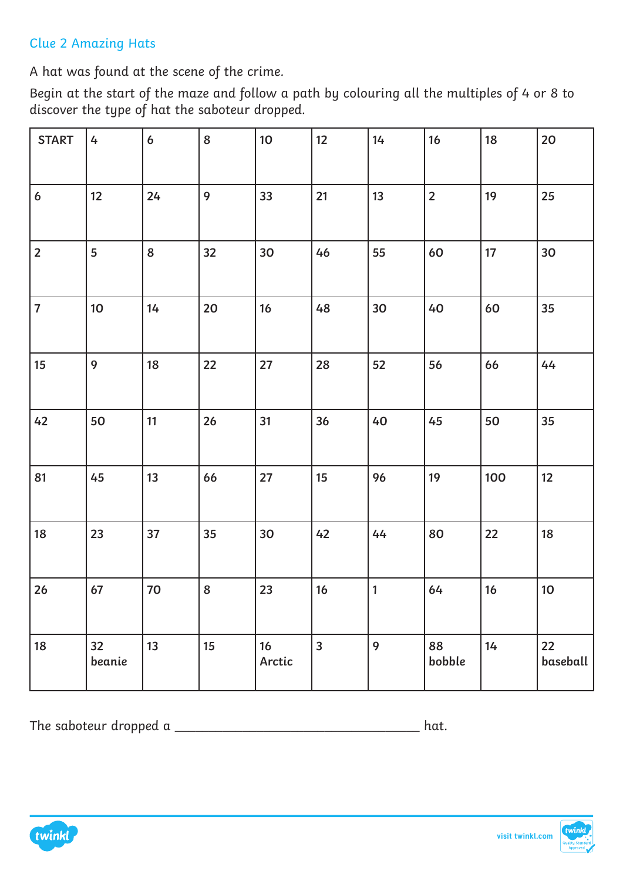## Clue 2 Amazing Hats

A hat was found at the scene of the crime.

Begin at the start of the maze and follow a path by colouring all the multiples of 4 or 8 to discover the type of hat the saboteur dropped.

| START | 4 | 6 | 8 | 10 | 12 | 14 | 16 | 18 | 20 |
|---|---|---|---|---|---|---|---|---|---|
| 6 | 12 | 24 | 9 | 33 | 21 | 13 | 2 | 19 | 25 |
| 2 | 5 | 8 | 32 | 30 | 46 | 55 | 60 | 17 | 30 |
| 7 | 10 | 14 | 20 | 16 | 48 | 30 | 40 | 60 | 35 |
| 15 | 9 | 18 | 22 | 27 | 28 | 52 | 56 | 66 | 44 |
| 42 | 50 | 11 | 26 | 31 | 36 | 40 | 45 | 50 | 35 |
| 81 | 45 | 13 | 66 | 27 | 15 | 96 | 19 | 100 | 12 |
| 18 | 23 | 37 | 35 | 30 | 42 | 44 | 80 | 22 | 18 |
| 26 | 67 | 70 | 8 | 23 | 16 | 1 | 64 | 16 | 10 |
| 18 | 32 beanie | 13 | 15 | 16 Arctic | 3 | 9 | 88 bobble | 14 | 22 baseball |

The saboteur dropped a ___________________________________ hat.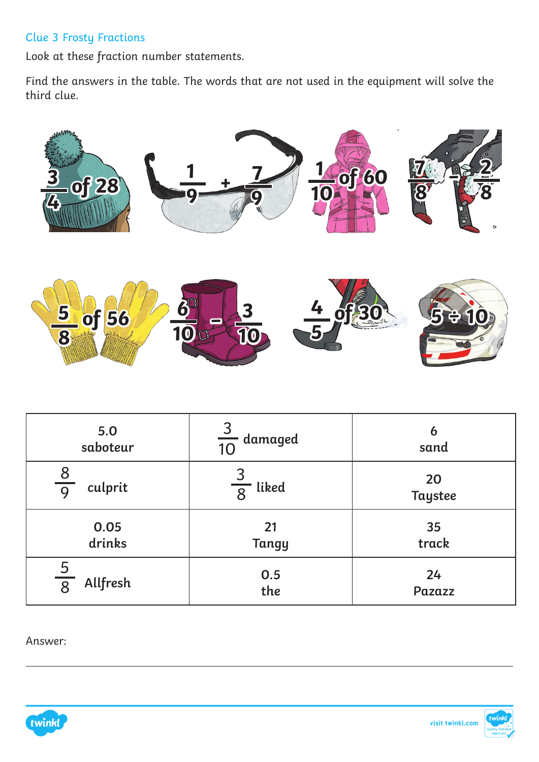## Clue 3 Frosty Fractions

Look at these fraction number statements.

Find the answers in the table. The words that are not used in the equipment will solve the third clue.

$\frac{3}{4}$ of 28

$\frac{1}{9} + \frac{7}{9}$

$\frac{1}{10}$ of 60

$\frac{7}{8} - \frac{2}{8}$

$\frac{5}{8}$ of 56

$\frac{6}{10} - \frac{3}{10}$

$\frac{4}{5}$ of 30

$5 \div 10$

| | | |
|---|---|---|
| 5.0 saboteur | $\frac{3}{10}$ damaged | 6 sand |
| $\frac{8}{9}$ culprit | $\frac{3}{8}$ liked | 20 Taystee |
| 0.05 drinks | 21 Tangy | 35 track |
| $\frac{5}{8}$ Allfresh | 0.5 the | 24 Pazazz |

Answer: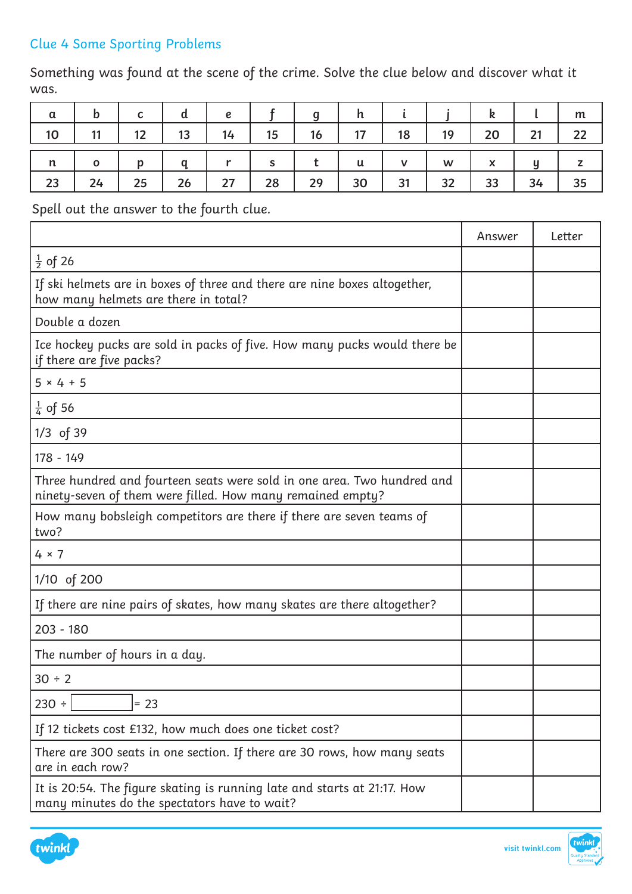## Clue 4 Some Sporting Problems

Something was found at the scene of the crime. Solve the clue below and discover what it was.

| a | b | c | d | e | f | g | h | i | j | k | l | m |
|---|---|---|---|---|---|---|---|---|---|---|---|---|
| 10 | 11 | 12 | 13 | 14 | 15 | 16 | 17 | 18 | 19 | 20 | 21 | 22 |

| n | o | p | q | r | s | t | u | v | w | x | y | z |
|---|---|---|---|---|---|---|---|---|---|---|---|---|
| 23 | 24 | 25 | 26 | 27 | 28 | 29 | 30 | 31 | 32 | 33 | 34 | 35 |

Spell out the answer to the fourth clue.

| | Answer | Letter |
|---|---|---|
| $\frac{1}{2}$ of 26 | | |
| If ski helmets are in boxes of three and there are nine boxes altogether, how many helmets are there in total? | | |
| Double a dozen | | |
| Ice hockey pucks are sold in packs of five. How many pucks would there be if there are five packs? | | |
| 5 × 4 + 5 | | |
| $\frac{1}{4}$ of 56 | | |
| 1/3 of 39 | | |
| 178 - 149 | | |
| Three hundred and fourteen seats were sold in one area. Two hundred and ninety-seven of them were filled. How many remained empty? | | |
| How many bobsleigh competitors are there if there are seven teams of two? | | |
| 4 × 7 | | |
| 1/10 of 200 | | |
| If there are nine pairs of skates, how many skates are there altogether? | | |
| 203 - 180 | | |
| The number of hours in a day. | | |
| 30 ÷ 2 | | |
| 230 ÷ ☐ = 23 | | |
| If 12 tickets cost £132, how much does one ticket cost? | | |
| There are 300 seats in one section. If there are 30 rows, how many seats are in each row? | | |
| It is 20:54. The figure skating is running late and starts at 21:17. How many minutes do the spectators have to wait? | | |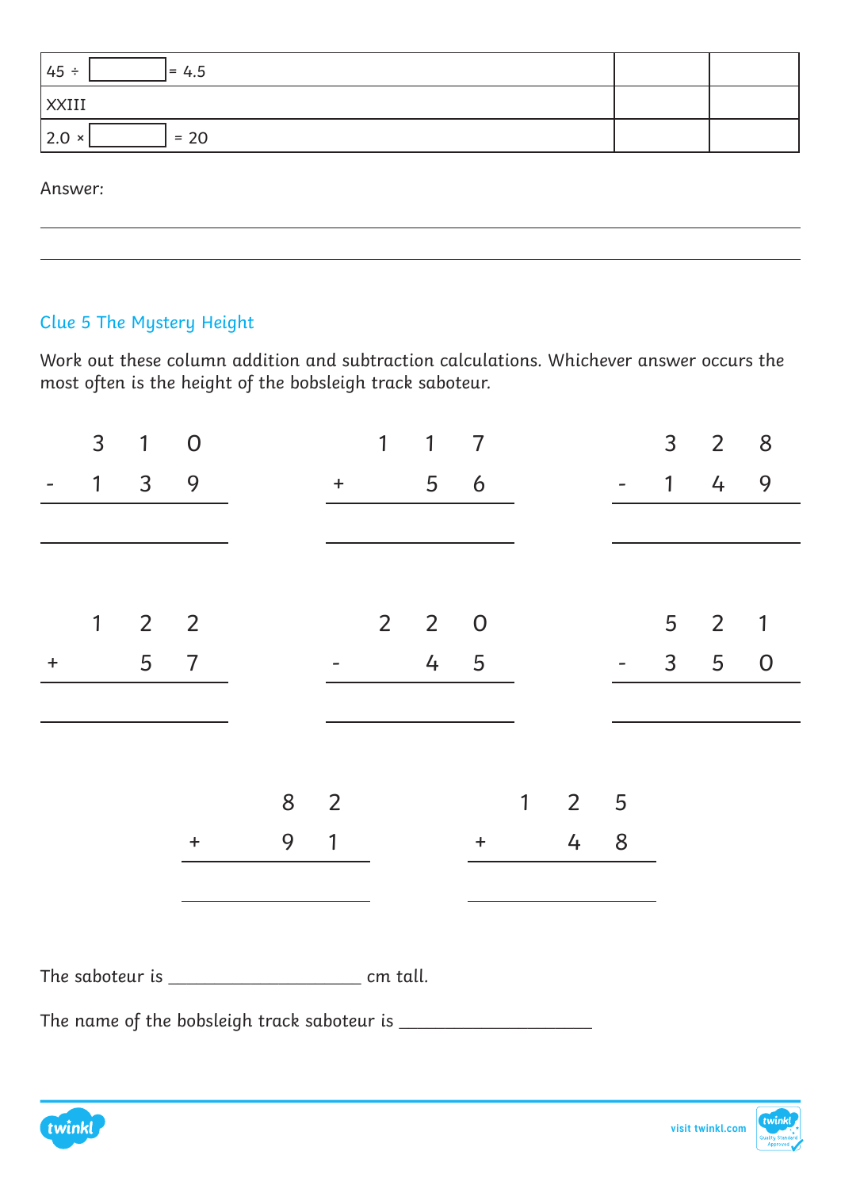| 45 ÷ ______ = 4.5 | | |
|---|---|---|
| XXIII | | |
| 2.0 × ______ = 20 | | |

Answer:

______________________________________________

______________________________________________

### Clue 5 The Mystery Height

Work out these column addition and subtraction calculations. Whichever answer occurs the most often is the height of the bobsleigh track saboteur.

```
    3  1  0
 -  1  3  9
 __________
```

```
    1  1  7
 +     5  6
 __________
```

```
    3  2  8
 -  1  4  9
 __________
```

```
    1  2  2
 +     5  7
 __________
```

```
    2  2  0
 -     4  5
 __________
```

```
    5  2  1
 -  3  5  0
 __________
```

```
       8  2
 +     9  1
 __________
```

```
    1  2  5
 +     4  8
 __________
```

The saboteur is ____________________ cm tall.

The name of the bobsleigh track saboteur is ____________________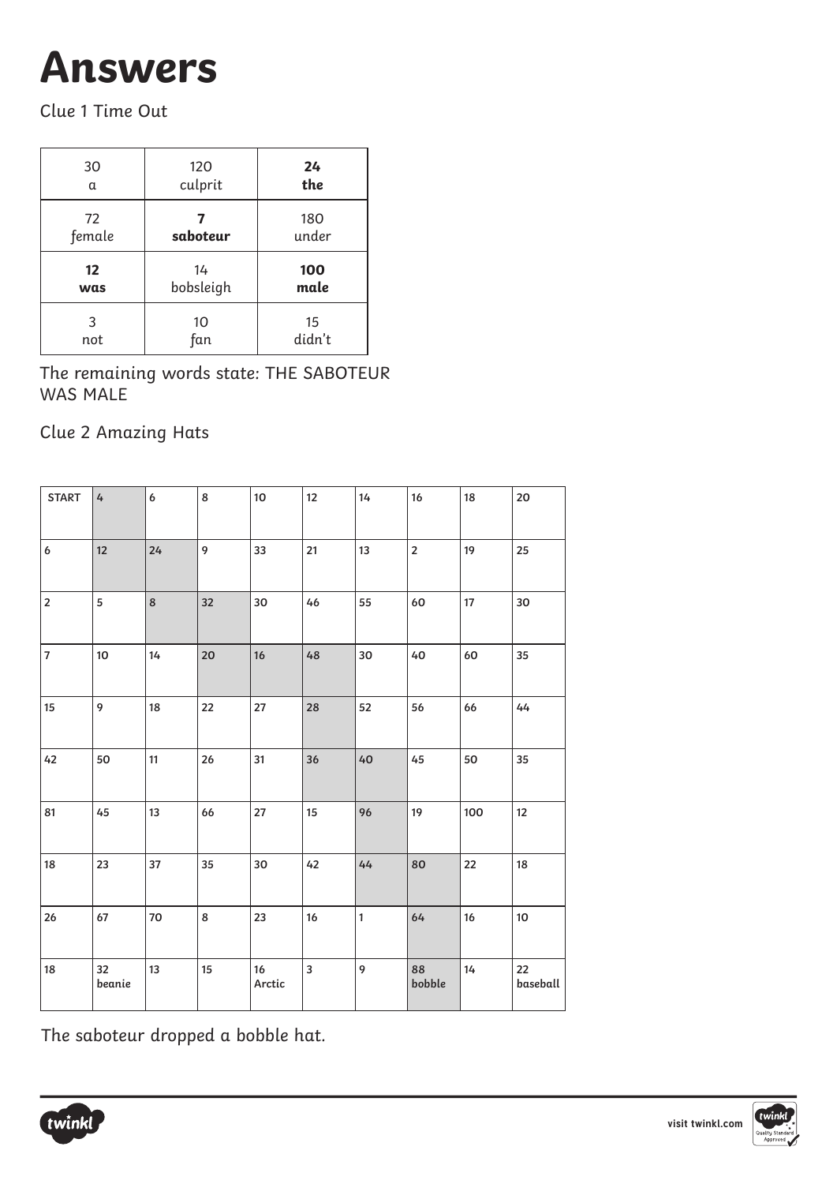# Answers

Clue 1 Time Out

| 30<br>a | 120<br>culprit | **24**<br>**the** |
|---|---|---|
| 72<br>female | **7**<br>**saboteur** | 180<br>under |
| **12**<br>**was** | 14<br>bobsleigh | **100**<br>**male** |
| 3<br>not | 10<br>fan | 15<br>didn't |

The remaining words state: THE SABOTEUR WAS MALE

Clue 2 Amazing Hats

| START | 4 | 6 | 8 | 10 | 12 | 14 | 16 | 18 | 20 |
|---|---|---|---|---|---|---|---|---|---|
| 6 | 12 | 24 | 9 | 33 | 21 | 13 | 2 | 19 | 25 |
| 2 | 5 | 8 | 32 | 30 | 46 | 55 | 60 | 17 | 30 |
| 7 | 10 | 14 | 20 | 16 | 48 | 30 | 40 | 60 | 35 |
| 15 | 9 | 18 | 22 | 27 | 28 | 52 | 56 | 66 | 44 |
| 42 | 50 | 11 | 26 | 31 | 36 | 40 | 45 | 50 | 35 |
| 81 | 45 | 13 | 66 | 27 | 15 | 96 | 19 | 100 | 12 |
| 18 | 23 | 37 | 35 | 30 | 42 | 44 | 80 | 22 | 18 |
| 26 | 67 | 70 | 8 | 23 | 16 | 1 | 64 | 16 | 10 |
| 18 | 32<br>beanie | 13 | 15 | 16<br>Arctic | 3 | 9 | 88<br>bobble | 14 | 22<br>baseball |

The saboteur dropped a bobble hat.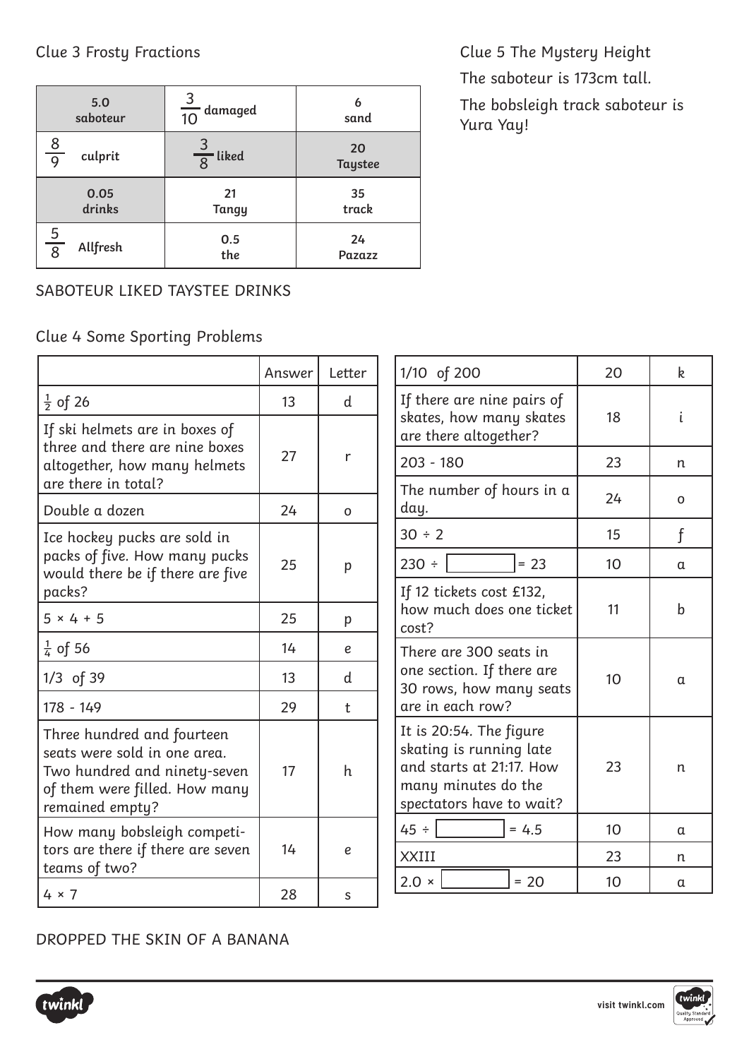## Clue 3 Frosty Fractions

| | | |
|---|---|---|
| 5.0 saboteur | $\frac{3}{10}$ damaged | 6 sand |
| $\frac{8}{9}$ culprit | $\frac{3}{8}$ liked | 20 Taystee |
| 0.05 drinks | 21 Tangy | 35 track |
| $\frac{5}{8}$ Allfresh | 0.5 the | 24 Pazazz |

SABOTEUR LIKED TAYSTEE DRINKS

## Clue 4 Some Sporting Problems

| | Answer | Letter |
|---|---|---|
| $\frac{1}{2}$ of 26 | 13 | d |
| If ski helmets are in boxes of three and there are nine boxes altogether, how many helmets are there in total? | 27 | r |
| Double a dozen | 24 | o |
| Ice hockey pucks are sold in packs of five. How many pucks would there be if there are five packs? | 25 | p |
| 5 × 4 + 5 | 25 | p |
| $\frac{1}{4}$ of 56 | 14 | e |
| 1/3 of 39 | 13 | d |
| 178 - 149 | 29 | t |
| Three hundred and fourteen seats were sold in one area. Two hundred and ninety-seven of them were filled. How many remained empty? | 17 | h |
| How many bobsleigh competitors are there if there are seven teams of two? | 14 | e |
| 4 × 7 | 28 | s |

| | | |
|---|---|---|
| 1/10 of 200 | 20 | k |
| If there are nine pairs of skates, how many skates are there altogether? | 18 | i |
| 203 - 180 | 23 | n |
| The number of hours in a day. | 24 | o |
| 30 ÷ 2 | 15 | f |
| 230 ÷ ☐ = 23 | 10 | a |
| If 12 tickets cost £132, how much does one ticket cost? | 11 | b |
| There are 300 seats in one section. If there are 30 rows, how many seats are in each row? | 10 | a |
| It is 20:54. The figure skating is running late and starts at 21:17. How many minutes do the spectators have to wait? | 23 | n |
| 45 ÷ ☐ = 4.5 | 10 | a |
| XXIII | 23 | n |
| 2.0 × ☐ = 20 | 10 | a |

DROPPED THE SKIN OF A BANANA

## Clue 5 The Mystery Height

The saboteur is 173cm tall.

The bobsleigh track saboteur is Yura Yay!